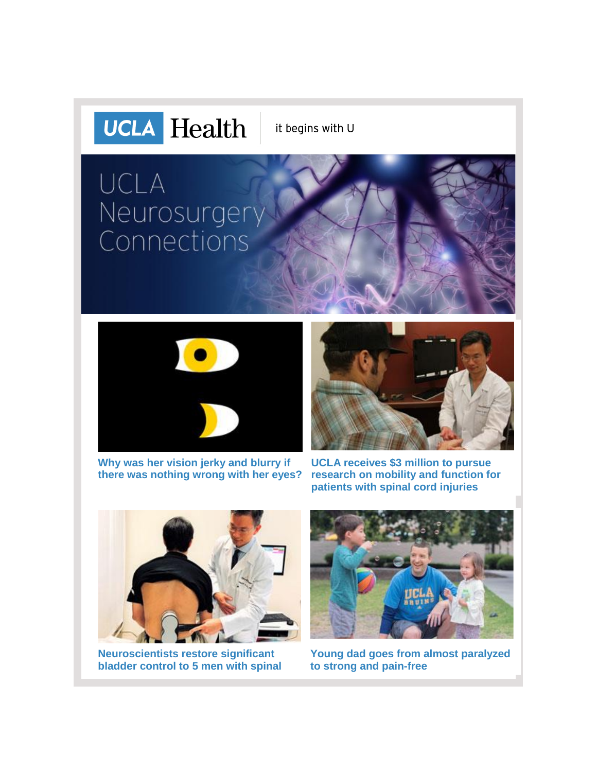UCLA Health | it begins with U

# UCLA Neurosurgery Connections

**Why was her vision jerky and blurry if there was nothing wrong with her eyes?**

**UCLA receives $3 million to pursue research on mobility and function for patients with spinal cord injuries**

**Neuroscientists restore significant bladder control to 5 men with spinal**

**Young dad goes from almost paralyzed to strong and pain-free**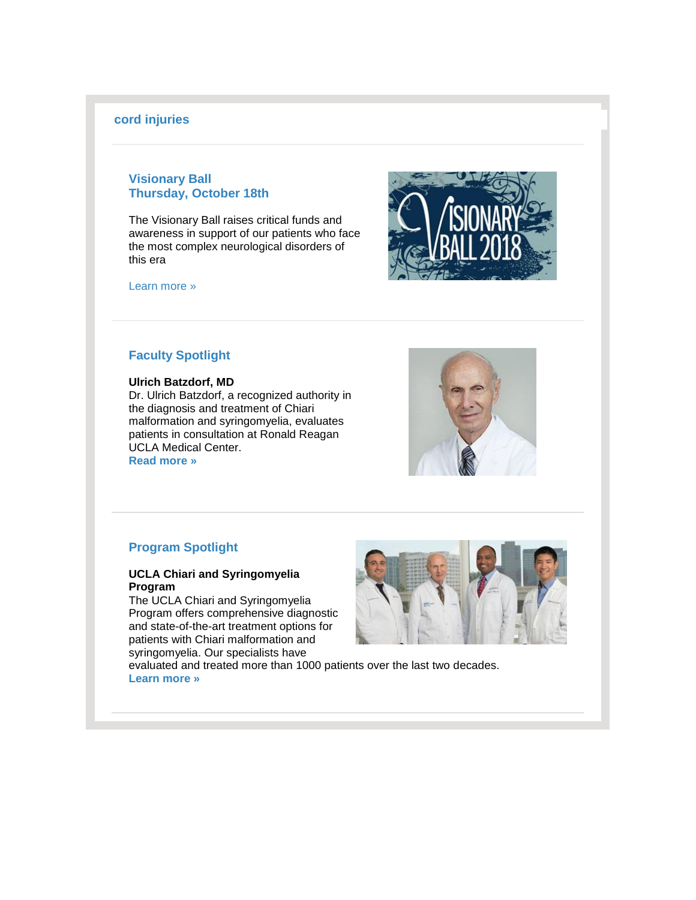cord injuries

### Visionary Ball
### Thursday, October 18th

The Visionary Ball raises critical funds and awareness in support of our patients who face the most complex neurological disorders of this era

Learn more »

### Faculty Spotlight

**Ulrich Batzdorf, MD**
Dr. Ulrich Batzdorf, a recognized authority in the diagnosis and treatment of Chiari malformation and syringomyelia, evaluates patients in consultation at Ronald Reagan UCLA Medical Center.
**Read more »**

### Program Spotlight

**UCLA Chiari and Syringomyelia Program**
The UCLA Chiari and Syringomyelia Program offers comprehensive diagnostic and state-of-the-art treatment options for patients with Chiari malformation and syringomyelia. Our specialists have evaluated and treated more than 1000 patients over the last two decades.
**Learn more »**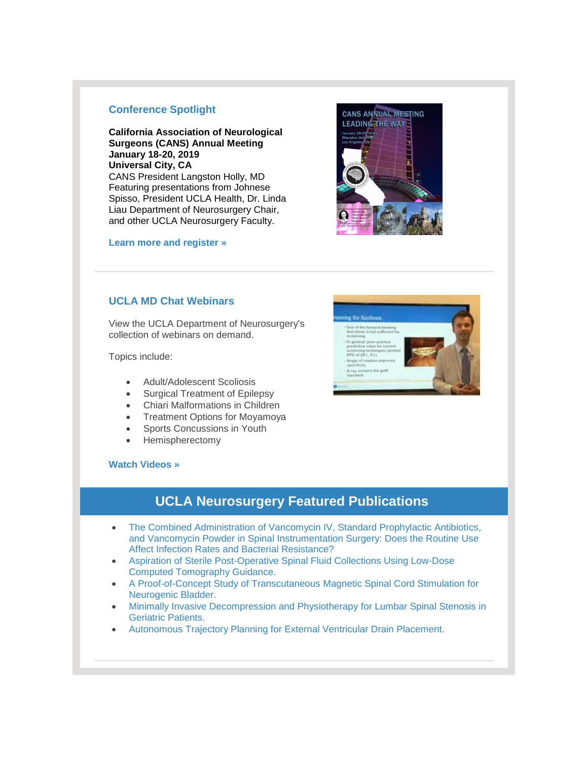## Conference Spotlight

**California Association of Neurological Surgeons (CANS) Annual Meeting**
**January 18-20, 2019**
**Universal City, CA**
CANS President Langston Holly, MD
Featuring presentations from Johnese Spisso, President UCLA Health, Dr. Linda Liau Department of Neurosurgery Chair, and other UCLA Neurosurgery Faculty.

**Learn more and register »**

---

## UCLA MD Chat Webinars

View the UCLA Department of Neurosurgery's collection of webinars on demand.

Topics include:

- Adult/Adolescent Scoliosis
- Surgical Treatment of Epilepsy
- Chiari Malformations in Children
- Treatment Options for Moyamoya
- Sports Concussions in Youth
- Hemispherectomy

**Watch Videos »**

## UCLA Neurosurgery Featured Publications

- The Combined Administration of Vancomycin IV, Standard Prophylactic Antibiotics, and Vancomycin Powder in Spinal Instrumentation Surgery: Does the Routine Use Affect Infection Rates and Bacterial Resistance?
- Aspiration of Sterile Post-Operative Spinal Fluid Collections Using Low-Dose Computed Tomography Guidance.
- A Proof-of-Concept Study of Transcutaneous Magnetic Spinal Cord Stimulation for Neurogenic Bladder.
- Minimally Invasive Decompression and Physiotherapy for Lumbar Spinal Stenosis in Geriatric Patients.
- Autonomous Trajectory Planning for External Ventricular Drain Placement.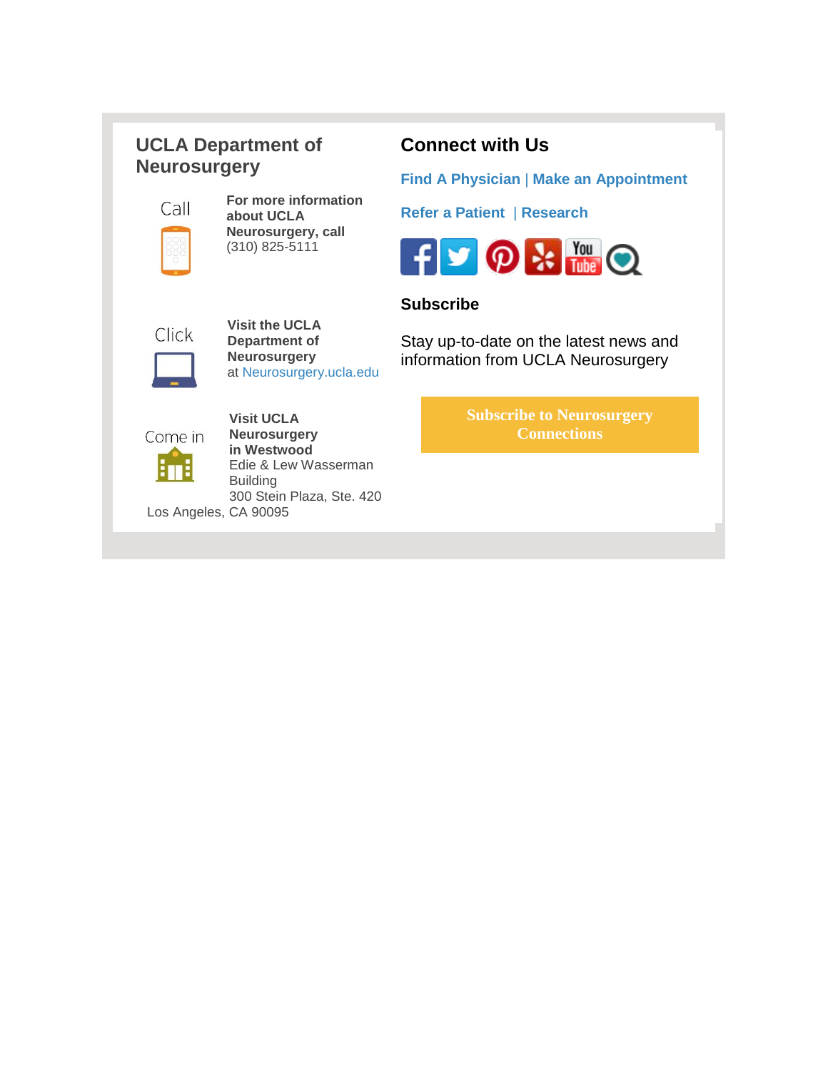## UCLA Department of Neurosurgery

Call

**For more information about UCLA Neurosurgery, call**
(310) 825-5111

Click

**Visit the UCLA Department of Neurosurgery**
at Neurosurgery.ucla.edu

Come in

**Visit UCLA Neurosurgery in Westwood**
Edie & Lew Wasserman Building
300 Stein Plaza, Ste. 420
Los Angeles, CA 90095

## Connect with Us

**Find A Physician** | **Make an Appointment**

**Refer a Patient** | **Research**

### Subscribe

Stay up-to-date on the latest news and information from UCLA Neurosurgery

**Subscribe to Neurosurgery Connections**